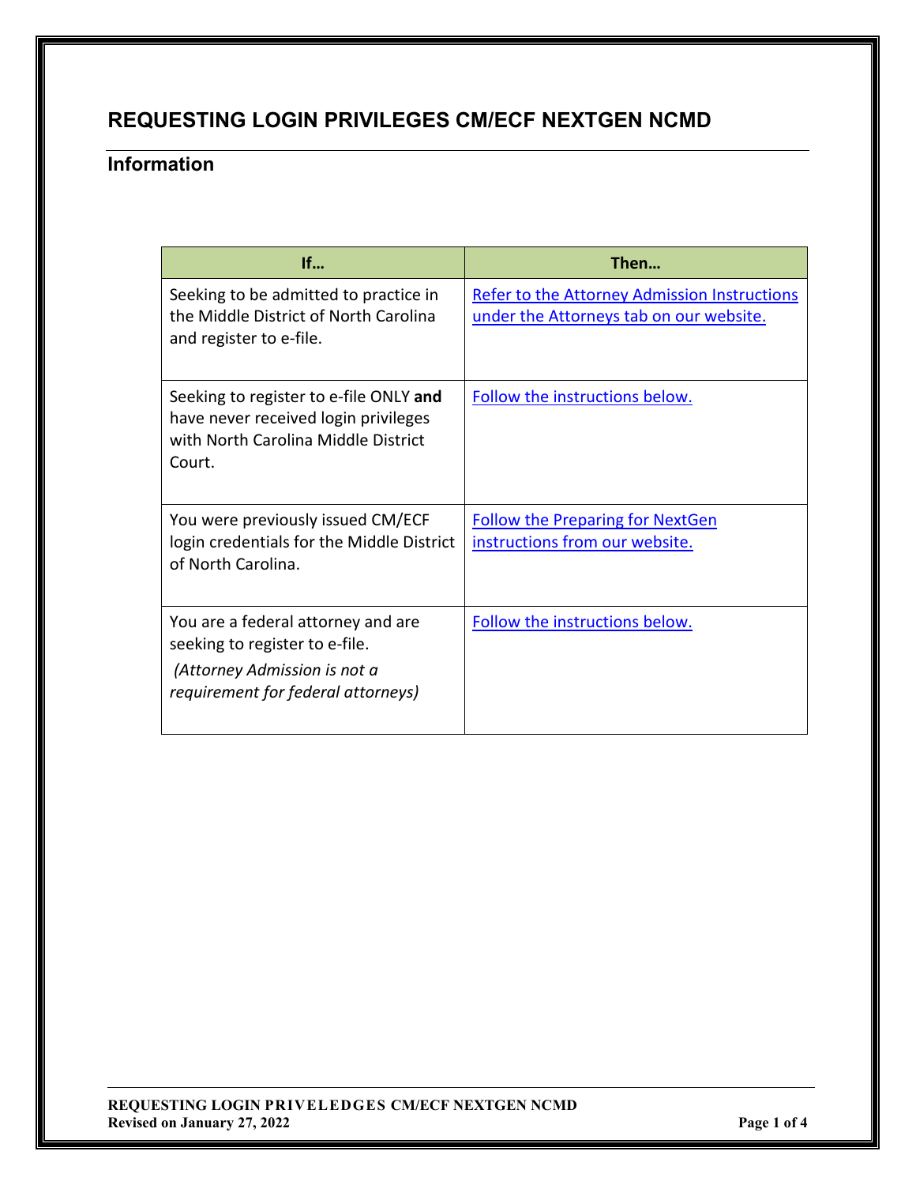# REQUESTING LOGIN PRIVILEGES CM/ECF NEXTGEN NCMD

## Information

| If… | Then… |
| --- | --- |
| Seeking to be admitted to practice in the Middle District of North Carolina and register to e-file. | Refer to the Attorney Admission Instructions under the Attorneys tab on our website. |
| Seeking to register to e-file ONLY **and** have never received login privileges with North Carolina Middle District Court. | Follow the instructions below. |
| You were previously issued CM/ECF login credentials for the Middle District of North Carolina. | Follow the Preparing for NextGen instructions from our website. |
| You are a federal attorney and are seeking to register to e-file. *(Attorney Admission is not a requirement for federal attorneys)* | Follow the instructions below. |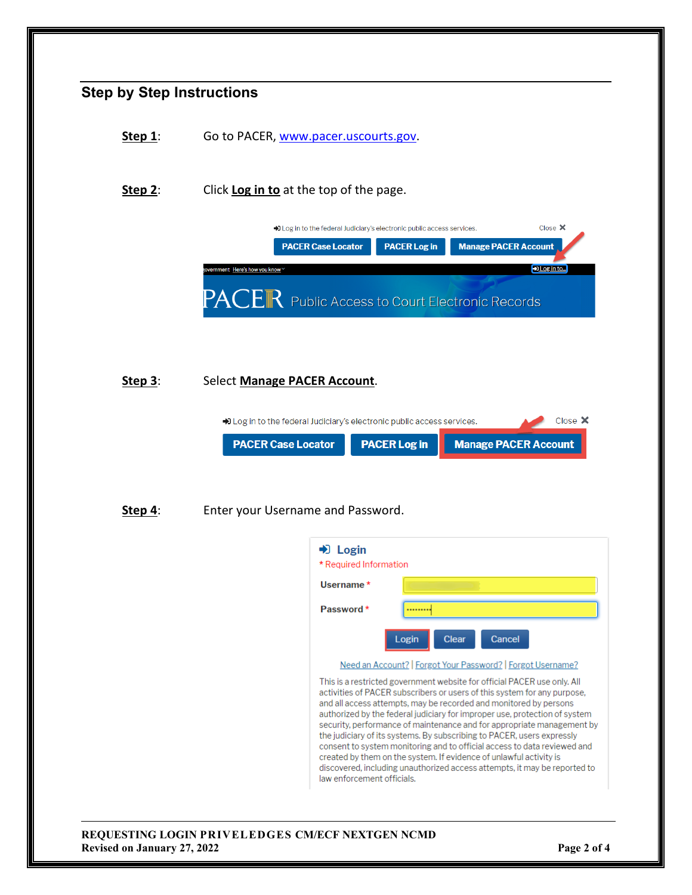## Step by Step Instructions

**Step 1**: Go to PACER, www.pacer.uscourts.gov.

**Step 2**: Click **Log in to** at the top of the page.

**Step 3**: Select **Manage PACER Account**.

**Step 4**: Enter your Username and Password.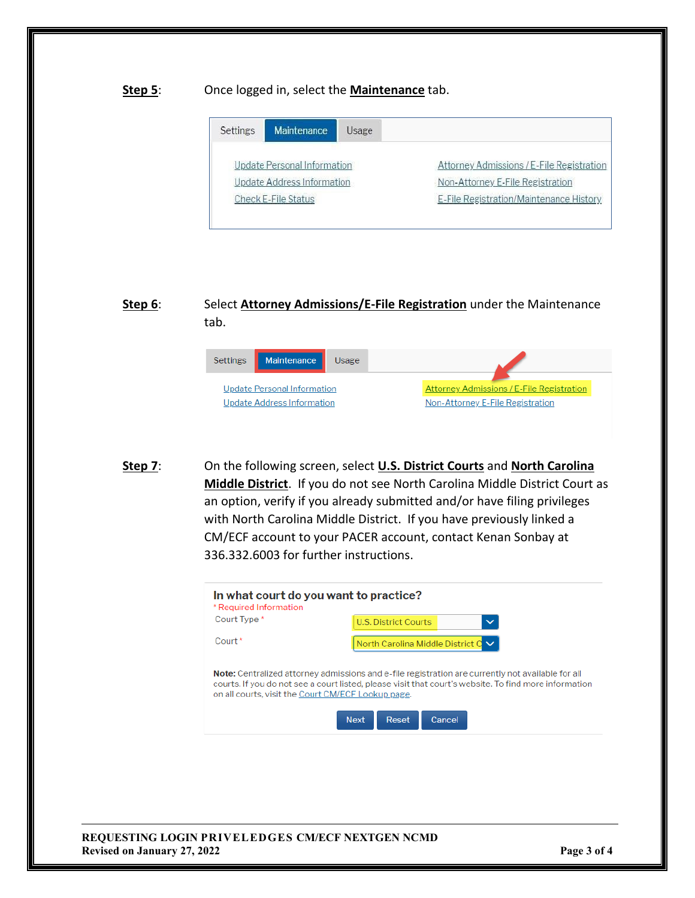**Step 5**: Once logged in, select the **Maintenance** tab.

**Step 6**: Select **Attorney Admissions/E-File Registration** under the Maintenance tab.

**Step 7**: On the following screen, select **U.S. District Courts** and **North Carolina Middle District**. If you do not see North Carolina Middle District Court as an option, verify if you already submitted and/or have filing privileges with North Carolina Middle District. If you have previously linked a CM/ECF account to your PACER account, contact Kenan Sonbay at 336.332.6003 for further instructions.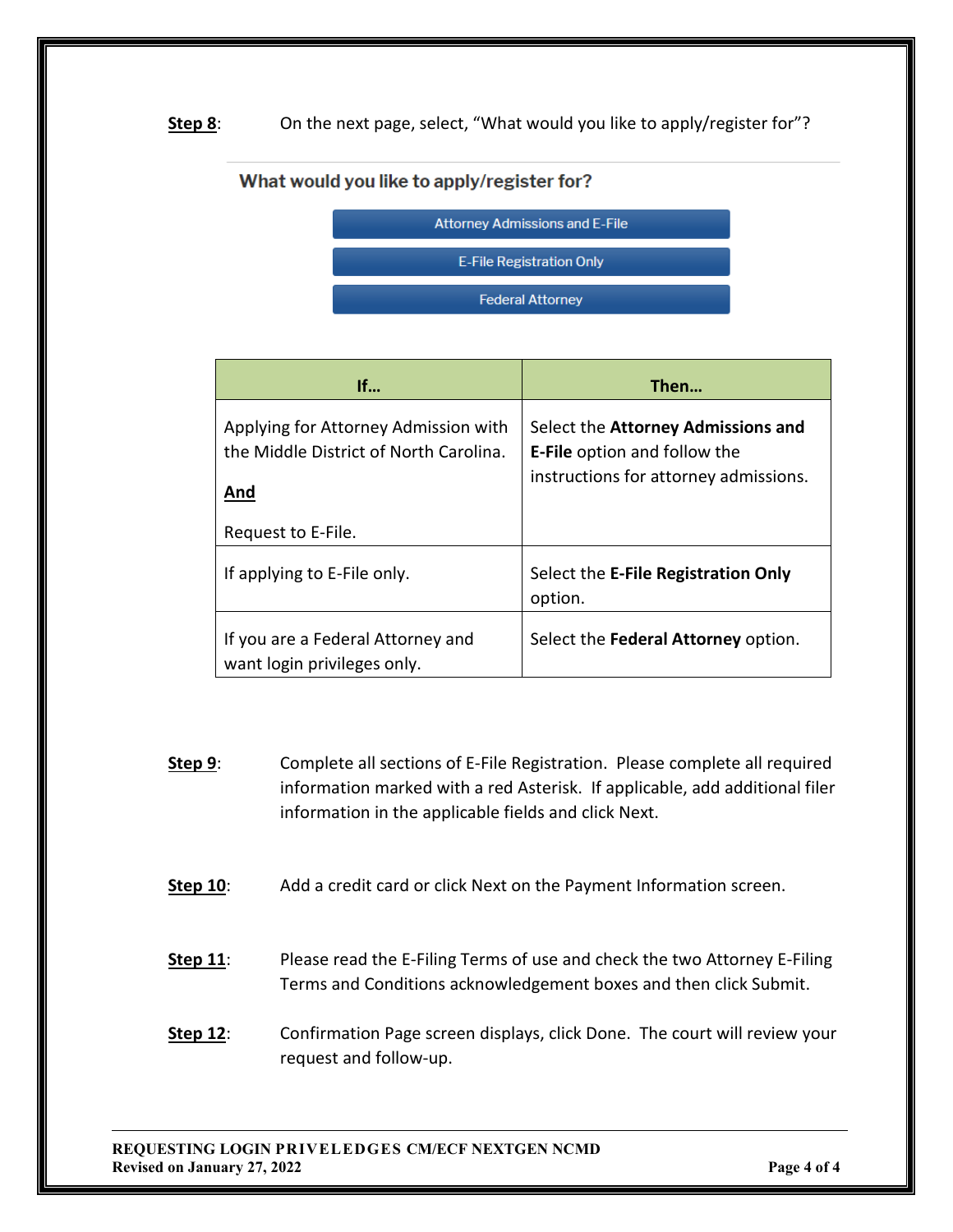**Step 8**: On the next page, select, "What would you like to apply/register for"?

What would you like to apply/register for?

Attorney Admissions and E-File

E-File Registration Only

Federal Attorney

| If… | Then… |
|---|---|
| Applying for Attorney Admission with the Middle District of North Carolina.<br><br>**And**<br><br>Request to E-File. | Select the **Attorney Admissions and E-File** option and follow the instructions for attorney admissions. |
| If applying to E-File only. | Select the **E-File Registration Only** option. |
| If you are a Federal Attorney and want login privileges only. | Select the **Federal Attorney** option. |

**Step 9**: Complete all sections of E-File Registration. Please complete all required information marked with a red Asterisk. If applicable, add additional filer information in the applicable fields and click Next.

**Step 10**: Add a credit card or click Next on the Payment Information screen.

**Step 11**: Please read the E-Filing Terms of use and check the two Attorney E-Filing Terms and Conditions acknowledgement boxes and then click Submit.

**Step 12**: Confirmation Page screen displays, click Done. The court will review your request and follow-up.